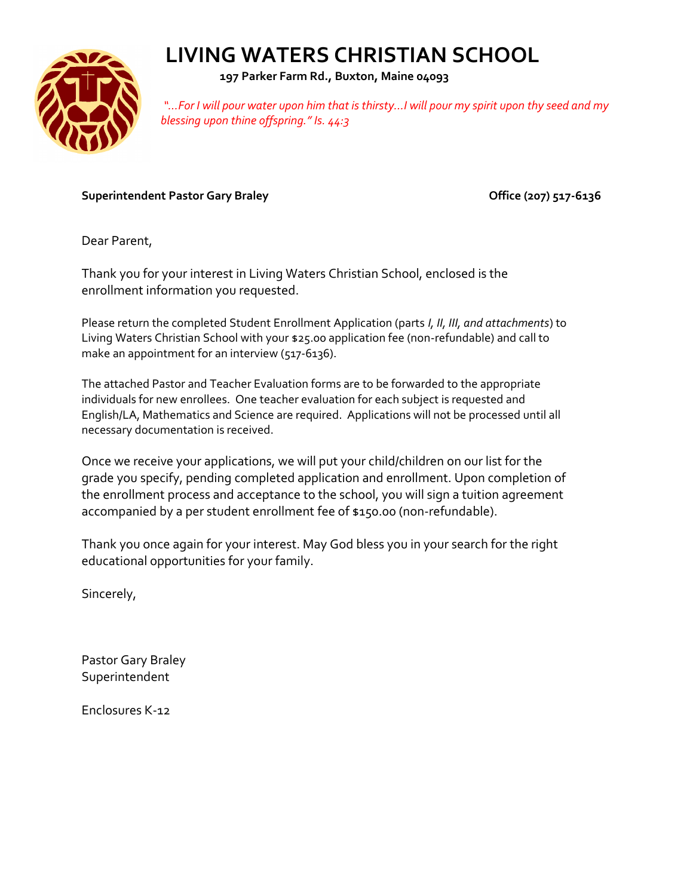# LIVING WATERS CHRISTIAN SCHOOL

**197 Parker Farm Rd., Buxton, Maine 04093**

*"…For I will pour water upon him that is thirsty…I will pour my spirit upon thy seed and my blessing upon thine offspring." Is. 44:3*

**Superintendent Pastor Gary Braley** **Office (207) 517-6136**

Dear Parent,

Thank you for your interest in Living Waters Christian School, enclosed is the enrollment information you requested.

Please return the completed Student Enrollment Application (parts *I, II, III, and attachments*) to Living Waters Christian School with your $25.00 application fee (non-refundable) and call to make an appointment for an interview (517-6136).

The attached Pastor and Teacher Evaluation forms are to be forwarded to the appropriate individuals for new enrollees. One teacher evaluation for each subject is requested and English/LA, Mathematics and Science are required. Applications will not be processed until all necessary documentation is received.

Once we receive your applications, we will put your child/children on our list for the grade you specify, pending completed application and enrollment. Upon completion of the enrollment process and acceptance to the school, you will sign a tuition agreement accompanied by a per student enrollment fee of $150.00 (non-refundable).

Thank you once again for your interest. May God bless you in your search for the right educational opportunities for your family.

Sincerely,

Pastor Gary Braley
Superintendent

Enclosures K-12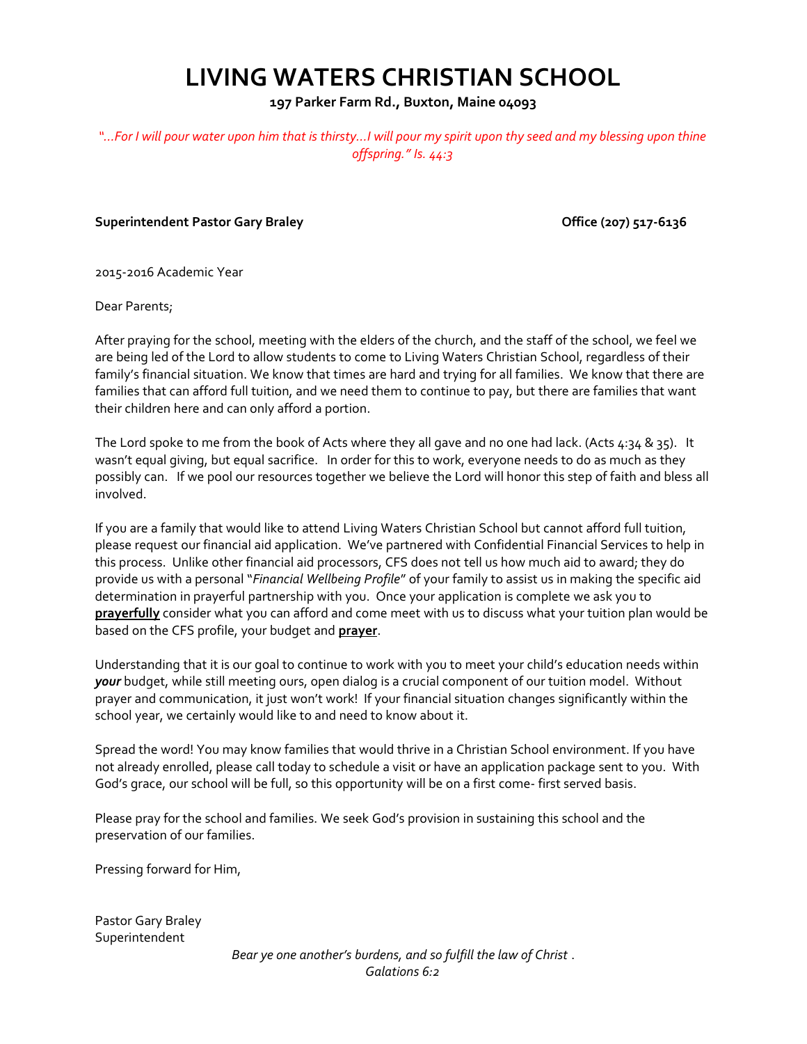# LIVING WATERS CHRISTIAN SCHOOL

**197 Parker Farm Rd., Buxton, Maine 04093**

*"...For I will pour water upon him that is thirsty...I will pour my spirit upon thy seed and my blessing upon thine offspring." Is. 44:3*

**Superintendent Pastor Gary Braley** **Office (207) 517-6136**

2015-2016 Academic Year

Dear Parents;

After praying for the school, meeting with the elders of the church, and the staff of the school, we feel we are being led of the Lord to allow students to come to Living Waters Christian School, regardless of their family's financial situation. We know that times are hard and trying for all families. We know that there are families that can afford full tuition, and we need them to continue to pay, but there are families that want their children here and can only afford a portion.

The Lord spoke to me from the book of Acts where they all gave and no one had lack. (Acts 4:34 & 35). It wasn't equal giving, but equal sacrifice. In order for this to work, everyone needs to do as much as they possibly can. If we pool our resources together we believe the Lord will honor this step of faith and bless all involved.

If you are a family that would like to attend Living Waters Christian School but cannot afford full tuition, please request our financial aid application. We've partnered with Confidential Financial Services to help in this process. Unlike other financial aid processors, CFS does not tell us how much aid to award; they do provide us with a personal "*Financial Wellbeing Profile*" of your family to assist us in making the specific aid determination in prayerful partnership with you. Once your application is complete we ask you to **prayerfully** consider what you can afford and come meet with us to discuss what your tuition plan would be based on the CFS profile, your budget and **prayer**.

Understanding that it is our goal to continue to work with you to meet your child's education needs within ***your*** budget, while still meeting ours, open dialog is a crucial component of our tuition model. Without prayer and communication, it just won't work! If your financial situation changes significantly within the school year, we certainly would like to and need to know about it.

Spread the word! You may know families that would thrive in a Christian School environment. If you have not already enrolled, please call today to schedule a visit or have an application package sent to you. With God's grace, our school will be full, so this opportunity will be on a first come- first served basis.

Please pray for the school and families. We seek God's provision in sustaining this school and the preservation of our families.

Pressing forward for Him,

Pastor Gary Braley
Superintendent

*Bear ye one another's burdens, and so fulfill the law of Christ .*
*Galations 6:2*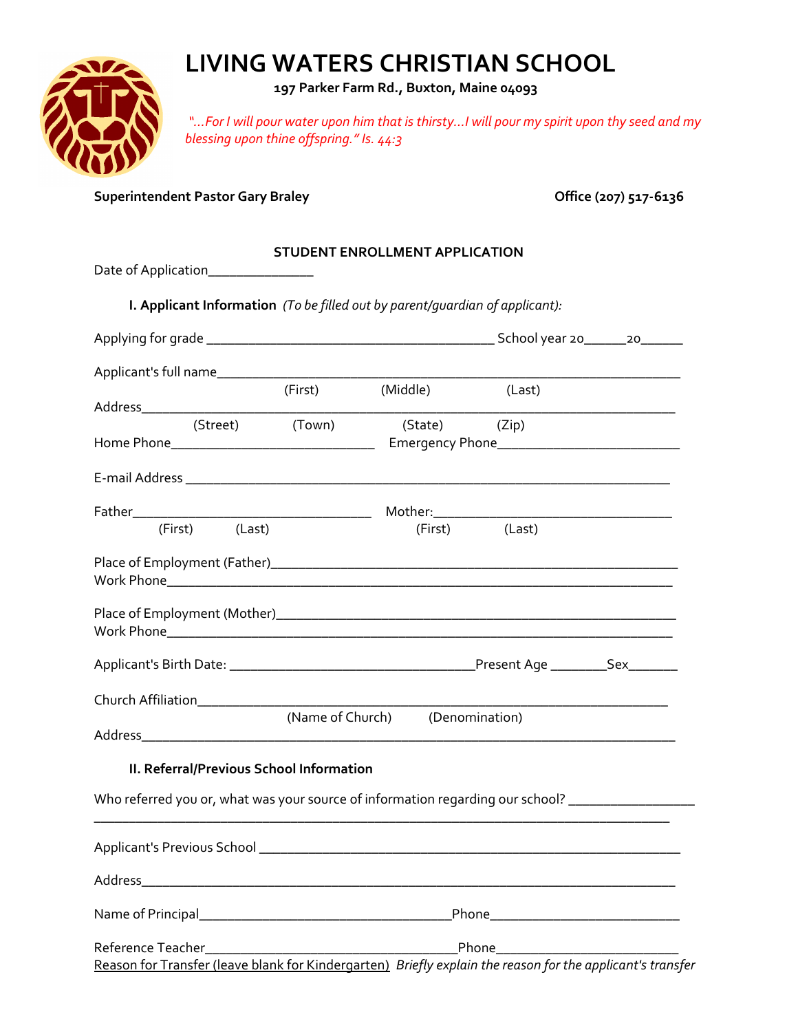# LIVING WATERS CHRISTIAN SCHOOL

**197 Parker Farm Rd., Buxton, Maine 04093**

*"…For I will pour water upon him that is thirsty…I will pour my spirit upon thy seed and my blessing upon thine offspring." Is. 44:3*

**Superintendent Pastor Gary Braley** **Office (207) 517-6136**

**STUDENT ENROLLMENT APPLICATION**

Date of Application_______________

**I. Applicant Information** *(To be filled out by parent/guardian of applicant):*

Applying for grade ________________________________________ School year 20______20______

Applicant's full name_________________________________________________________________
(First) (Middle) (Last)

Address___________________________________________________________________________
(Street) (Town) (State) (Zip)

Home Phone____________________________ Emergency Phone_________________________

E-mail Address ___________________________________________________________________

Father_________________________________ Mother:_________________________________
(First) (Last) (First) (Last)

Place of Employment (Father)________________________________________________________
Work Phone_______________________________________________________________________

Place of Employment (Mother)________________________________________________________
Work Phone_______________________________________________________________________

Applicant's Birth Date: __________________________________Present Age ________Sex_______

Church Affiliation__________________________________________________________________
(Name of Church) (Denomination)

Address___________________________________________________________________________

**II. Referral/Previous School Information**

Who referred you or, what was your source of information regarding our school? _________________
_______________________________________________________________________________

Applicant's Previous School __________________________________________________________

Address___________________________________________________________________________

Name of Principal___________________________________Phone__________________________

Reference Teacher___________________________________Phone__________________________

Reason for Transfer (leave blank for Kindergarten) *Briefly explain the reason for the applicant's transfer*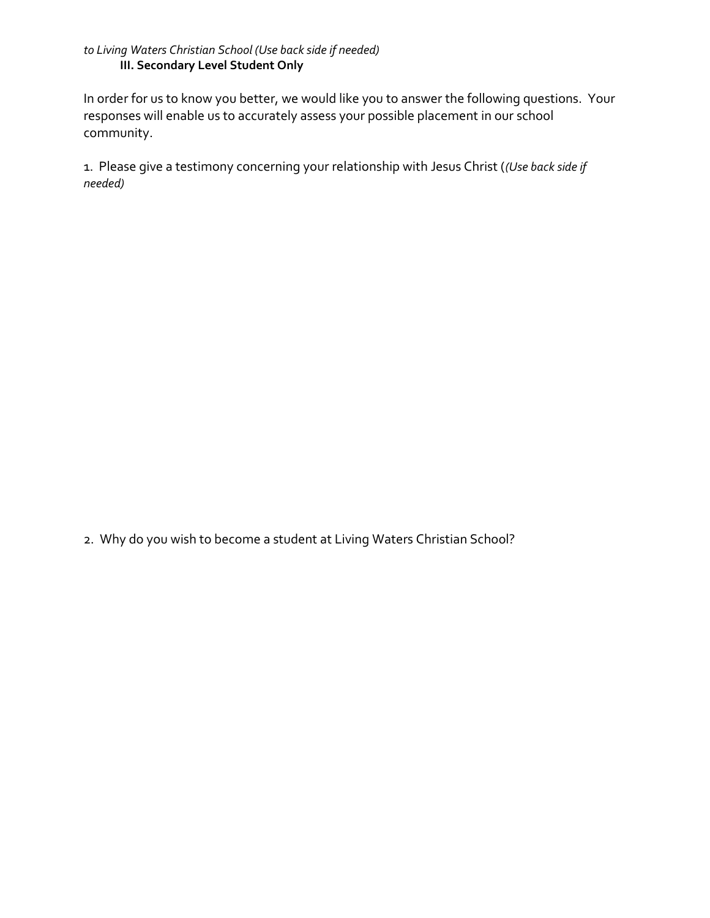*to Living Waters Christian School (Use back side if needed)*

**III. Secondary Level Student Only**

In order for us to know you better, we would like you to answer the following questions. Your responses will enable us to accurately assess your possible placement in our school community.

1. Please give a testimony concerning your relationship with Jesus Christ (*(Use back side if needed)*

2. Why do you wish to become a student at Living Waters Christian School?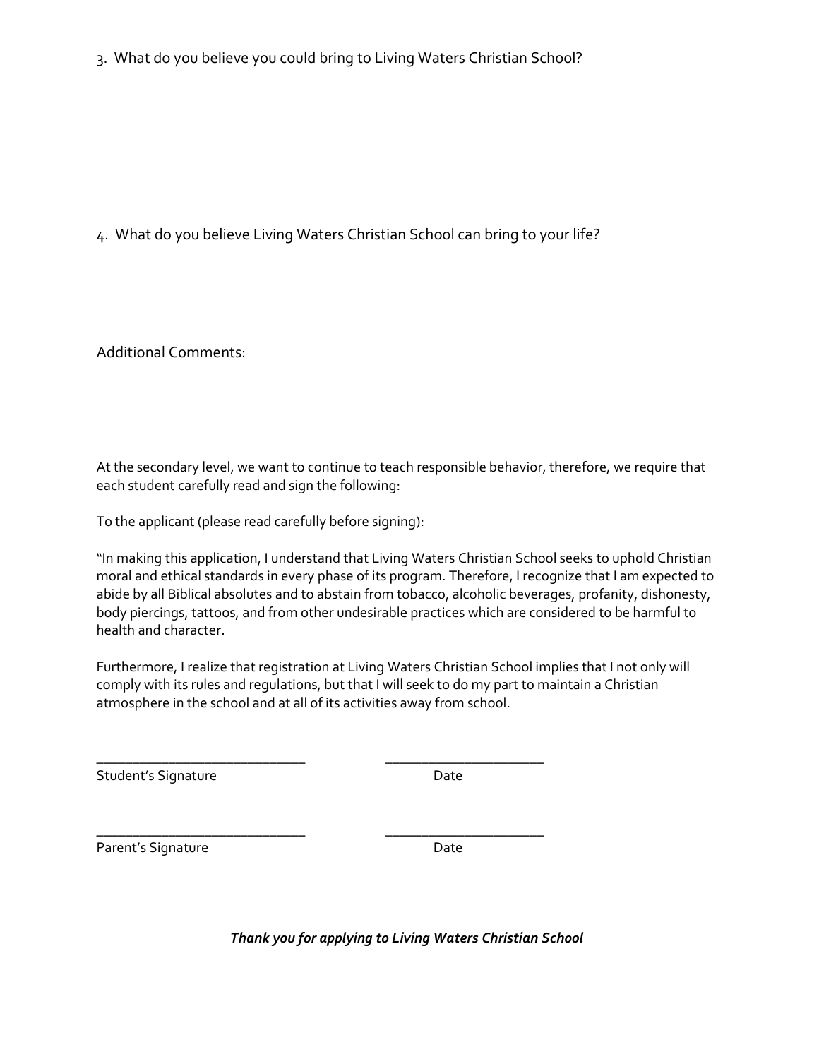3. What do you believe you could bring to Living Waters Christian School?

4. What do you believe Living Waters Christian School can bring to your life?

Additional Comments:

At the secondary level, we want to continue to teach responsible behavior, therefore, we require that each student carefully read and sign the following:

To the applicant (please read carefully before signing):

"In making this application, I understand that Living Waters Christian School seeks to uphold Christian moral and ethical standards in every phase of its program. Therefore, I recognize that I am expected to abide by all Biblical absolutes and to abstain from tobacco, alcoholic beverages, profanity, dishonesty, body piercings, tattoos, and from other undesirable practices which are considered to be harmful to health and character.

Furthermore, I realize that registration at Living Waters Christian School implies that I not only will comply with its rules and regulations, but that I will seek to do my part to maintain a Christian atmosphere in the school and at all of its activities away from school.

_____________________________ &nbsp;&nbsp;&nbsp;&nbsp;&nbsp;&nbsp;&nbsp;&nbsp; ______________________
Student's Signature &nbsp;&nbsp;&nbsp;&nbsp;&nbsp;&nbsp;&nbsp;&nbsp;&nbsp;&nbsp;&nbsp;&nbsp;&nbsp;&nbsp;&nbsp;&nbsp;&nbsp;&nbsp;&nbsp;&nbsp;&nbsp;&nbsp;&nbsp;&nbsp; Date

_____________________________ &nbsp;&nbsp;&nbsp;&nbsp;&nbsp;&nbsp;&nbsp;&nbsp; ______________________
Parent's Signature &nbsp;&nbsp;&nbsp;&nbsp;&nbsp;&nbsp;&nbsp;&nbsp;&nbsp;&nbsp;&nbsp;&nbsp;&nbsp;&nbsp;&nbsp;&nbsp;&nbsp;&nbsp;&nbsp;&nbsp;&nbsp;&nbsp;&nbsp;&nbsp;&nbsp; Date

***Thank you for applying to Living Waters Christian School***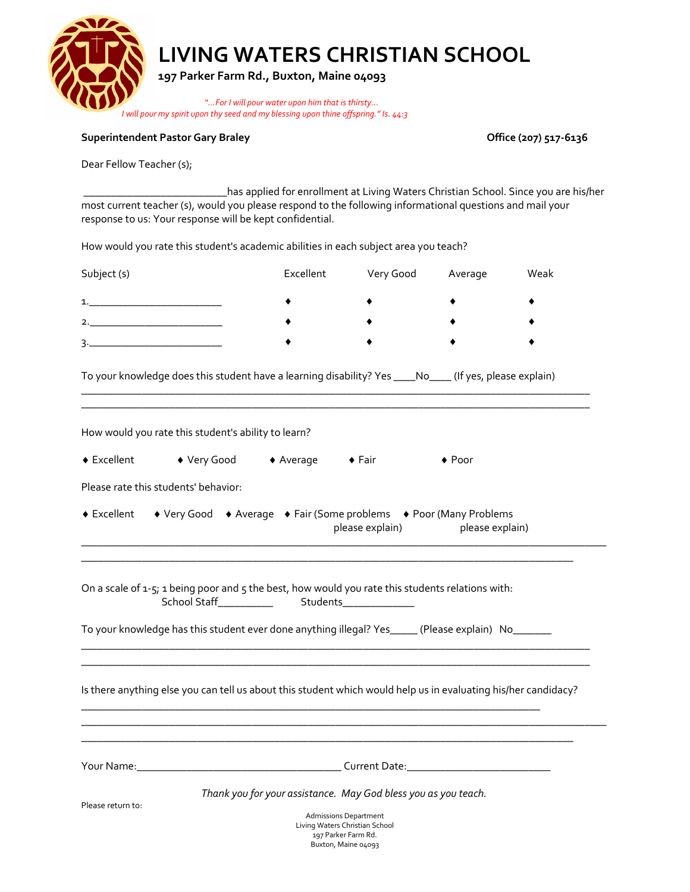# LIVING WATERS CHRISTIAN SCHOOL

**197 Parker Farm Rd., Buxton, Maine 04093**

*"…For I will pour water upon him that is thirsty…
I will pour my spirit upon thy seed and my blessing upon thine offspring." Is. 44:3*

**Superintendent Pastor Gary Braley** **Office (207) 517-6136**

Dear Fellow Teacher (s);

_________________________has applied for enrollment at Living Waters Christian School. Since you are his/her most current teacher (s), would you please respond to the following informational questions and mail your response to us: Your response will be kept confidential.

How would you rate this student's academic abilities in each subject area you teach?

| Subject (s) | Excellent | Very Good | Average | Weak |
|---|---|---|---|---|
| 1.________________________ | ♦ | ♦ | ♦ | ♦ |
| 2.________________________ | ♦ | ♦ | ♦ | ♦ |
| 3.________________________ | ♦ | ♦ | ♦ | ♦ |

To your knowledge does this student have a learning disability? Yes ____No____ (If yes, please explain)
_____________________________________________________________________________________
_____________________________________________________________________________________

How would you rate this student's ability to learn?

♦ Excellent ♦ Very Good ♦ Average ♦ Fair ♦ Poor

Please rate this students' behavior:

♦ Excellent ♦ Very Good ♦ Average ♦ Fair (Some problems please explain) ♦ Poor (Many Problems please explain)
_____________________________________________________________________________________
_____________________________________________________________________________________

On a scale of 1-5; 1 being poor and 5 the best, how would you rate this students relations with:
School Staff__________ Students_____________

To your knowledge has this student ever done anything illegal? Yes_____ (Please explain) No_______
_____________________________________________________________________________________
_____________________________________________________________________________________

Is there anything else you can tell us about this student which would help us in evaluating his/her candidacy?
_____________________________________________________________________________
_____________________________________________________________________________________
_____________________________________________________________________________________

Your Name:___________________________________ Current Date:_________________________

*Thank you for your assistance. May God bless you as you teach.*

Please return to:

Admissions Department
Living Waters Christian School
197 Parker Farm Rd.
Buxton, Maine 04093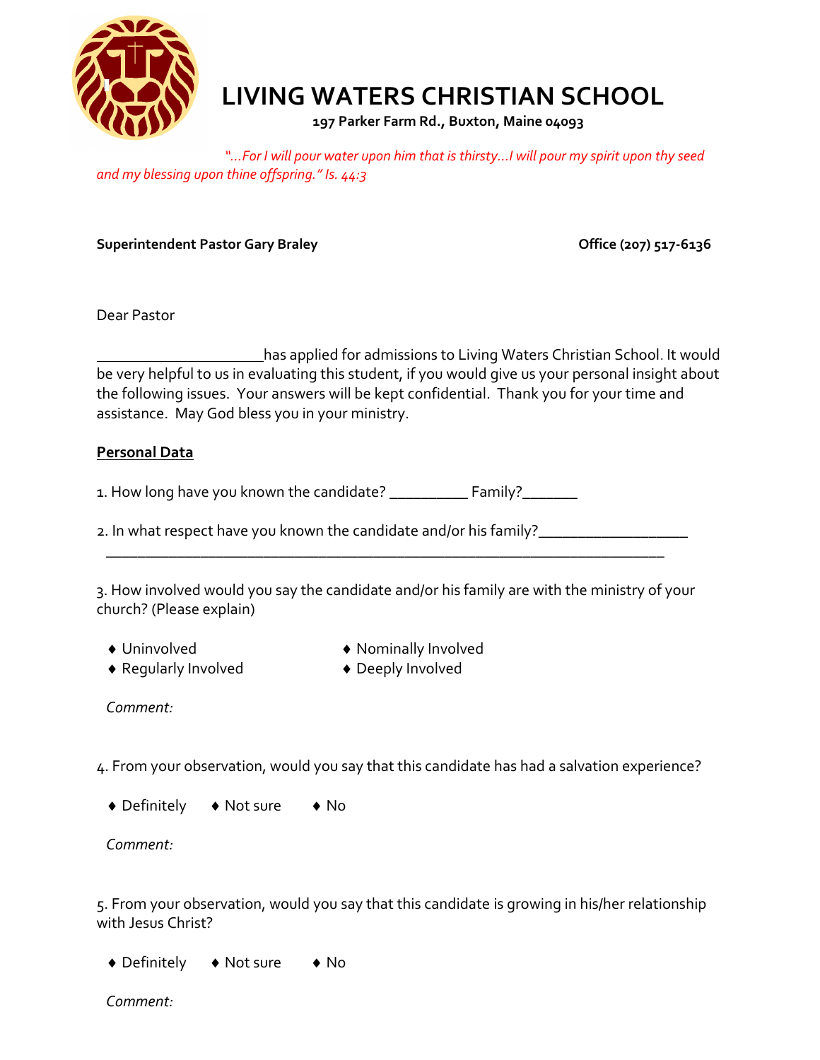# LIVING WATERS CHRISTIAN SCHOOL

**197 Parker Farm Rd., Buxton, Maine 04093**

*"…For I will pour water upon him that is thirsty…I will pour my spirit upon thy seed and my blessing upon thine offspring." Is. 44:3*

**Superintendent Pastor Gary Braley** **Office (207) 517-6136**

Dear Pastor

_____________________has applied for admissions to Living Waters Christian School. It would be very helpful to us in evaluating this student, if you would give us your personal insight about the following issues. Your answers will be kept confidential. Thank you for your time and assistance. May God bless you in your ministry.

**Personal Data**

1. How long have you known the candidate? __________ Family?_______

2. In what respect have you known the candidate and/or his family?___________________
______________________________________________________________________

3. How involved would you say the candidate and/or his family are with the ministry of your church? (Please explain)

- ♦ Uninvolved
- ♦ Nominally Involved
- ♦ Regularly Involved
- ♦ Deeply Involved

*Comment:*

4. From your observation, would you say that this candidate has had a salvation experience?

♦ Definitely ♦ Not sure ♦ No

*Comment:*

5. From your observation, would you say that this candidate is growing in his/her relationship with Jesus Christ?

♦ Definitely ♦ Not sure ♦ No

*Comment:*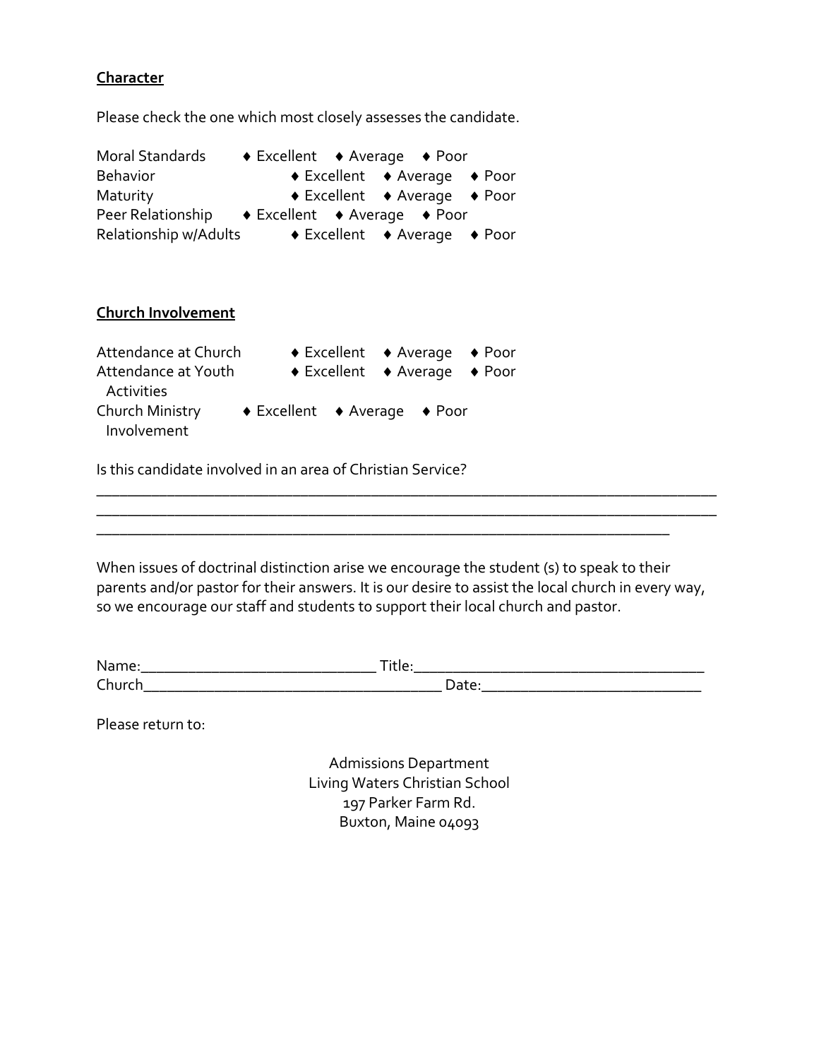**Character**

Please check the one which most closely assesses the candidate.

| | | | |
|---|---|---|---|
| Moral Standards | ♦ Excellent | ♦ Average | ♦ Poor |
| Behavior | ♦ Excellent | ♦ Average | ♦ Poor |
| Maturity | ♦ Excellent | ♦ Average | ♦ Poor |
| Peer Relationship | ♦ Excellent | ♦ Average | ♦ Poor |
| Relationship w/Adults | ♦ Excellent | ♦ Average | ♦ Poor |

**Church Involvement**

| | | | |
|---|---|---|---|
| Attendance at Church | ♦ Excellent | ♦ Average | ♦ Poor |
| Attendance at Youth Activities | ♦ Excellent | ♦ Average | ♦ Poor |
| Church Ministry Involvement | ♦ Excellent | ♦ Average | ♦ Poor |

Is this candidate involved in an area of Christian Service?
_______________________________________________________________________________
_______________________________________________________________________________
_________________________________________________________________________

When issues of doctrinal distinction arise we encourage the student (s) to speak to their parents and/or pastor for their answers. It is our desire to assist the local church in every way, so we encourage our staff and students to support their local church and pastor.

Name:______________________________ Title:_____________________________________
Church_______________________________________ Date:____________________________

Please return to:

Admissions Department
Living Waters Christian School
197 Parker Farm Rd.
Buxton, Maine 04093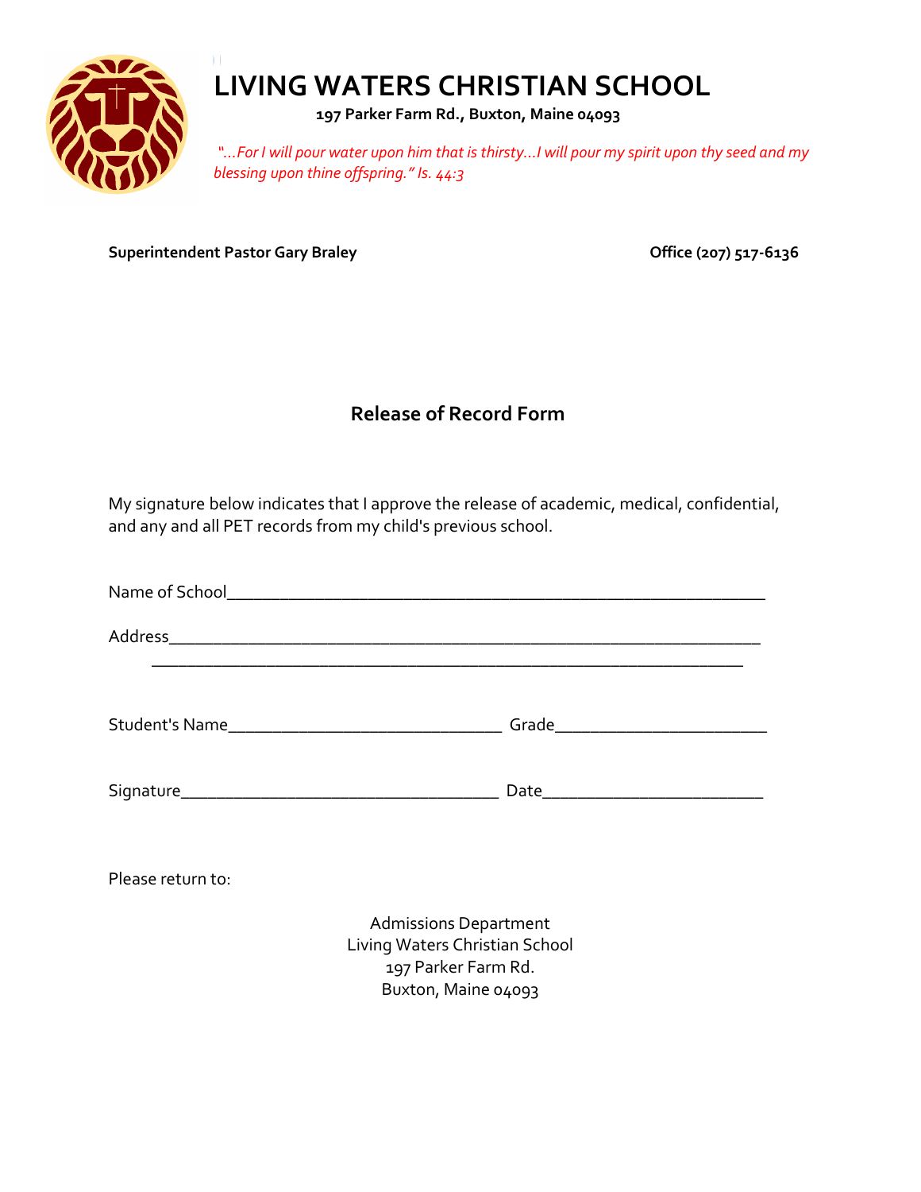# LIVING WATERS CHRISTIAN SCHOOL

**197 Parker Farm Rd., Buxton, Maine 04093**

*"...For I will pour water upon him that is thirsty...I will pour my spirit upon thy seed and my blessing upon thine offspring." Is. 44:3*

**Superintendent Pastor Gary Braley** **Office (207) 517-6136**

## Release of Record Form

My signature below indicates that I approve the release of academic, medical, confidential, and any and all PET records from my child's previous school.

Name of School_______________________________________________________________

Address_____________________________________________________________________

_____________________________________________________________________

Student's Name_______________________________ Grade________________________

Signature___________________________________ Date_________________________

Please return to:

Admissions Department
Living Waters Christian School
197 Parker Farm Rd.
Buxton, Maine 04093